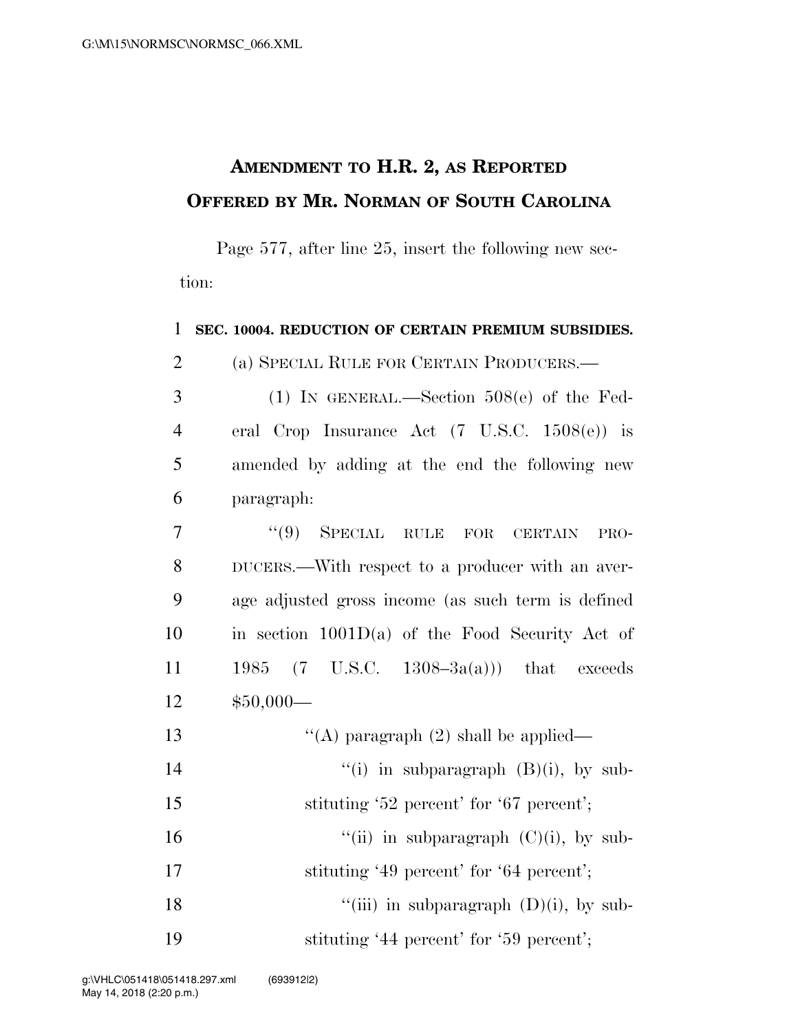# AMENDMENT TO H.R. 2, AS REPORTED OFFERED BY MR. NORMAN OF SOUTH CAROLINA

Page 577, after line 25, insert the following new section:

**SEC. 10004. REDUCTION OF CERTAIN PREMIUM SUBSIDIES.**

(a) SPECIAL RULE FOR CERTAIN PRODUCERS.—

(1) IN GENERAL.—Section 508(e) of the Federal Crop Insurance Act (7 U.S.C. 1508(e)) is amended by adding at the end the following new paragraph:

"(9) SPECIAL RULE FOR CERTAIN PRODUCERS.—With respect to a producer with an average adjusted gross income (as such term is defined in section 1001D(a) of the Food Security Act of 1985 (7 U.S.C. 1308–3a(a))) that exceeds $50,000—

"(A) paragraph (2) shall be applied—

"(i) in subparagraph (B)(i), by substituting '52 percent' for '67 percent';

"(ii) in subparagraph (C)(i), by substituting '49 percent' for '64 percent';

"(iii) in subparagraph (D)(i), by substituting '44 percent' for '59 percent';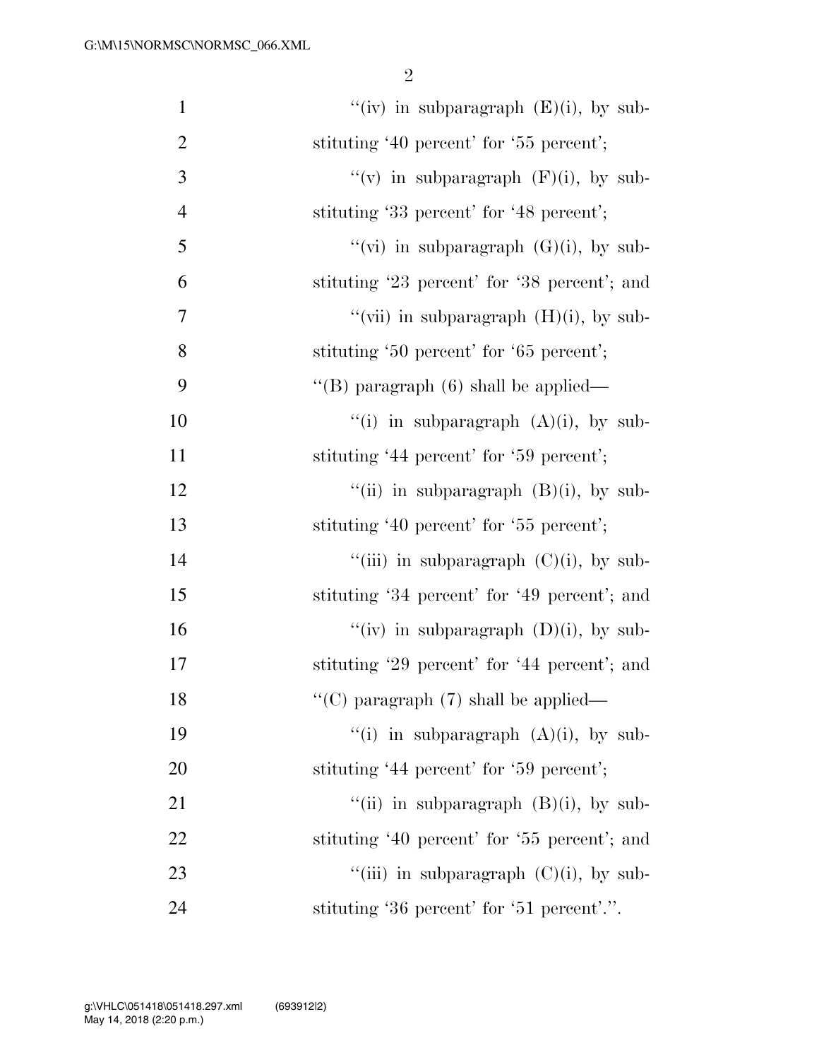''(iv) in subparagraph (E)(i), by substituting '40 percent' for '55 percent';

''(v) in subparagraph (F)(i), by substituting '33 percent' for '48 percent';

''(vi) in subparagraph (G)(i), by substituting '23 percent' for '38 percent'; and

''(vii) in subparagraph (H)(i), by substituting '50 percent' for '65 percent';

''(B) paragraph (6) shall be applied—

''(i) in subparagraph (A)(i), by substituting '44 percent' for '59 percent';

''(ii) in subparagraph (B)(i), by substituting '40 percent' for '55 percent';

''(iii) in subparagraph (C)(i), by substituting '34 percent' for '49 percent'; and

''(iv) in subparagraph (D)(i), by substituting '29 percent' for '44 percent'; and

''(C) paragraph (7) shall be applied—

''(i) in subparagraph (A)(i), by substituting '44 percent' for '59 percent';

''(ii) in subparagraph (B)(i), by substituting '40 percent' for '55 percent'; and

''(iii) in subparagraph (C)(i), by substituting '36 percent' for '51 percent'.''.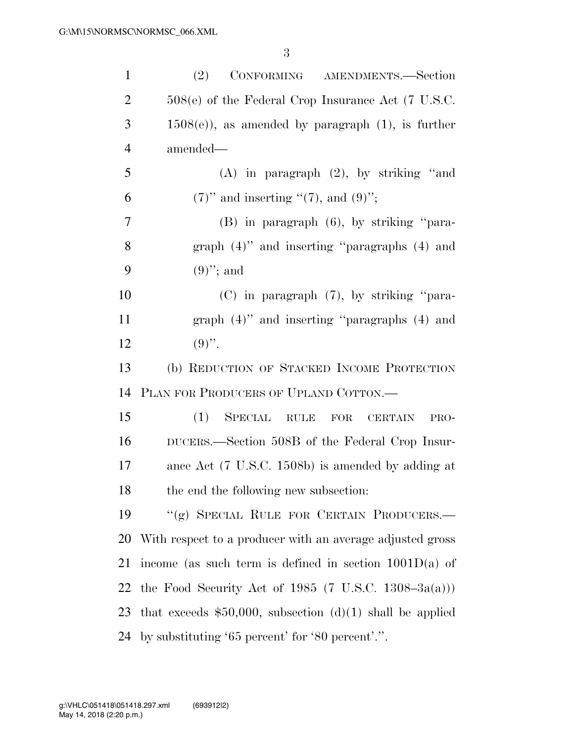(2) CONFORMING AMENDMENTS.—Section 508(e) of the Federal Crop Insurance Act (7 U.S.C. 1508(e)), as amended by paragraph (1), is further amended—

(A) in paragraph (2), by striking "and (7)" and inserting "(7), and (9)";

(B) in paragraph (6), by striking "paragraph (4)" and inserting "paragraphs (4) and (9)"; and

(C) in paragraph (7), by striking "paragraph (4)" and inserting "paragraphs (4) and (9)".

(b) REDUCTION OF STACKED INCOME PROTECTION PLAN FOR PRODUCERS OF UPLAND COTTON.—

(1) SPECIAL RULE FOR CERTAIN PRODUCERS.—Section 508B of the Federal Crop Insurance Act (7 U.S.C. 1508b) is amended by adding at the end the following new subsection:

"(g) SPECIAL RULE FOR CERTAIN PRODUCERS.—With respect to a producer with an average adjusted gross income (as such term is defined in section 1001D(a) of the Food Security Act of 1985 (7 U.S.C. 1308–3a(a))) that exceeds $50,000, subsection (d)(1) shall be applied by substituting '65 percent' for '80 percent'.".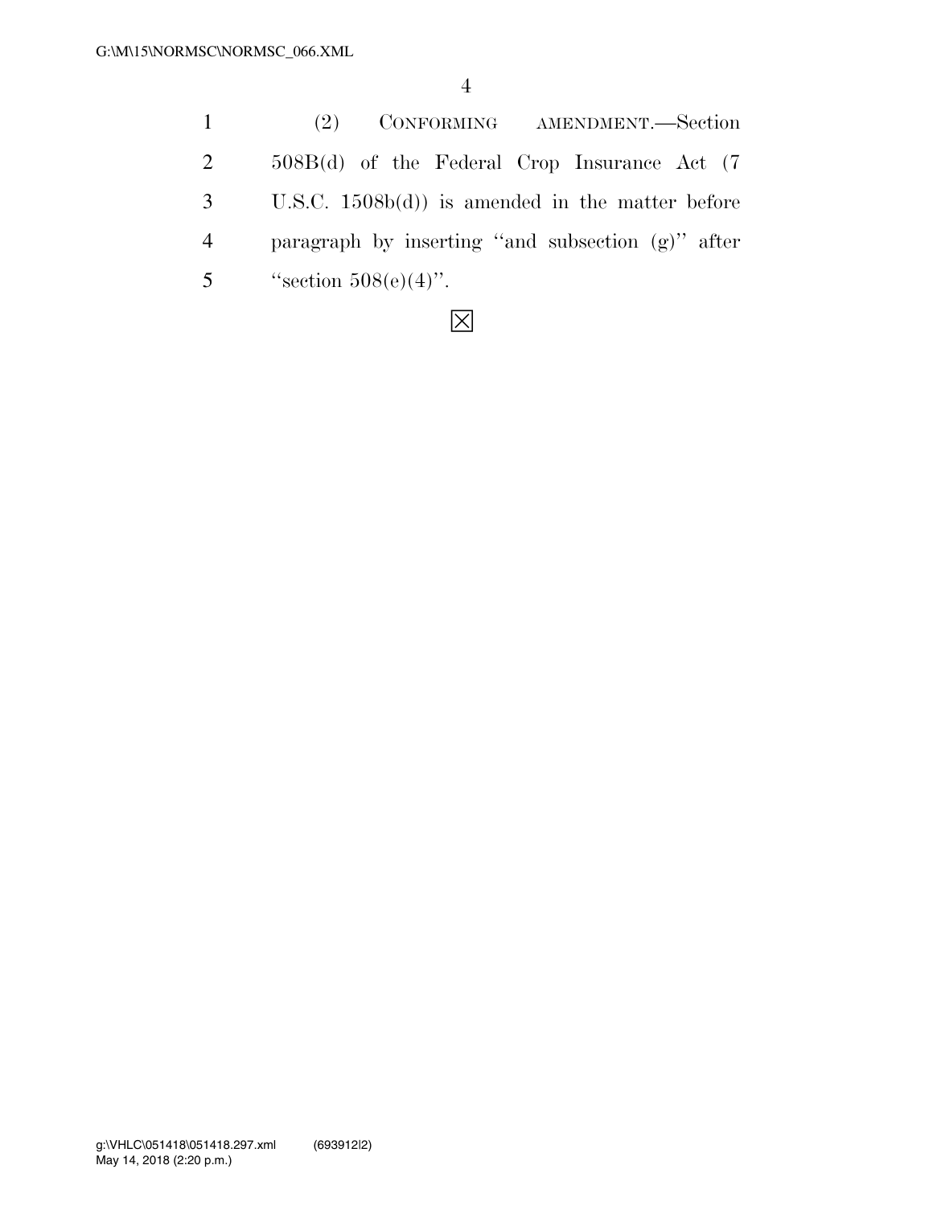(2) CONFORMING AMENDMENT.—Section 508B(d) of the Federal Crop Insurance Act (7 U.S.C. 1508b(d)) is amended in the matter before paragraph by inserting "and subsection (g)" after "section 508(e)(4)".